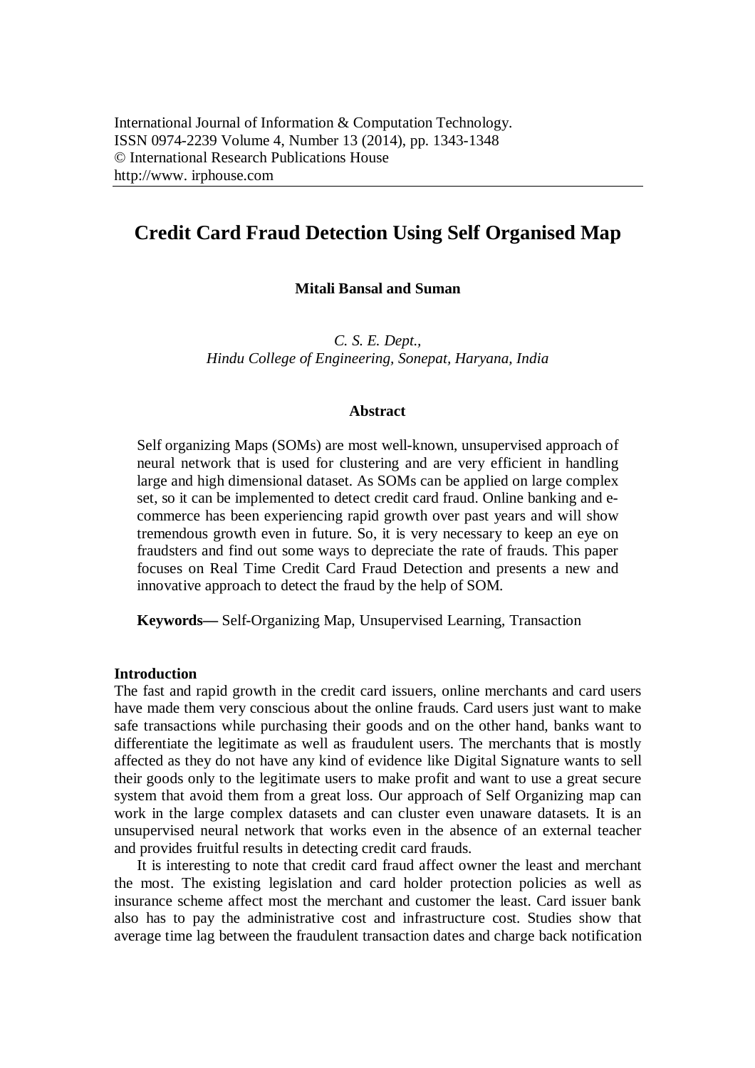International Journal of Information & Computation Technology.
ISSN 0974-2239 Volume 4, Number 13 (2014), pp. 1343-1348
© International Research Publications House
http://www. irphouse.com

# Credit Card Fraud Detection Using Self Organised Map

**Mitali Bansal and Suman**

*C. S. E. Dept.,*
*Hindu College of Engineering, Sonepat, Haryana, India*

## Abstract

Self organizing Maps (SOMs) are most well-known, unsupervised approach of neural network that is used for clustering and are very efficient in handling large and high dimensional dataset. As SOMs can be applied on large complex set, so it can be implemented to detect credit card fraud. Online banking and e-commerce has been experiencing rapid growth over past years and will show tremendous growth even in future. So, it is very necessary to keep an eye on fraudsters and find out some ways to depreciate the rate of frauds. This paper focuses on Real Time Credit Card Fraud Detection and presents a new and innovative approach to detect the fraud by the help of SOM.

**Keywords—** Self-Organizing Map, Unsupervised Learning, Transaction

## Introduction

The fast and rapid growth in the credit card issuers, online merchants and card users have made them very conscious about the online frauds. Card users just want to make safe transactions while purchasing their goods and on the other hand, banks want to differentiate the legitimate as well as fraudulent users. The merchants that is mostly affected as they do not have any kind of evidence like Digital Signature wants to sell their goods only to the legitimate users to make profit and want to use a great secure system that avoid them from a great loss. Our approach of Self Organizing map can work in the large complex datasets and can cluster even unaware datasets. It is an unsupervised neural network that works even in the absence of an external teacher and provides fruitful results in detecting credit card frauds.

It is interesting to note that credit card fraud affect owner the least and merchant the most. The existing legislation and card holder protection policies as well as insurance scheme affect most the merchant and customer the least. Card issuer bank also has to pay the administrative cost and infrastructure cost. Studies show that average time lag between the fraudulent transaction dates and charge back notification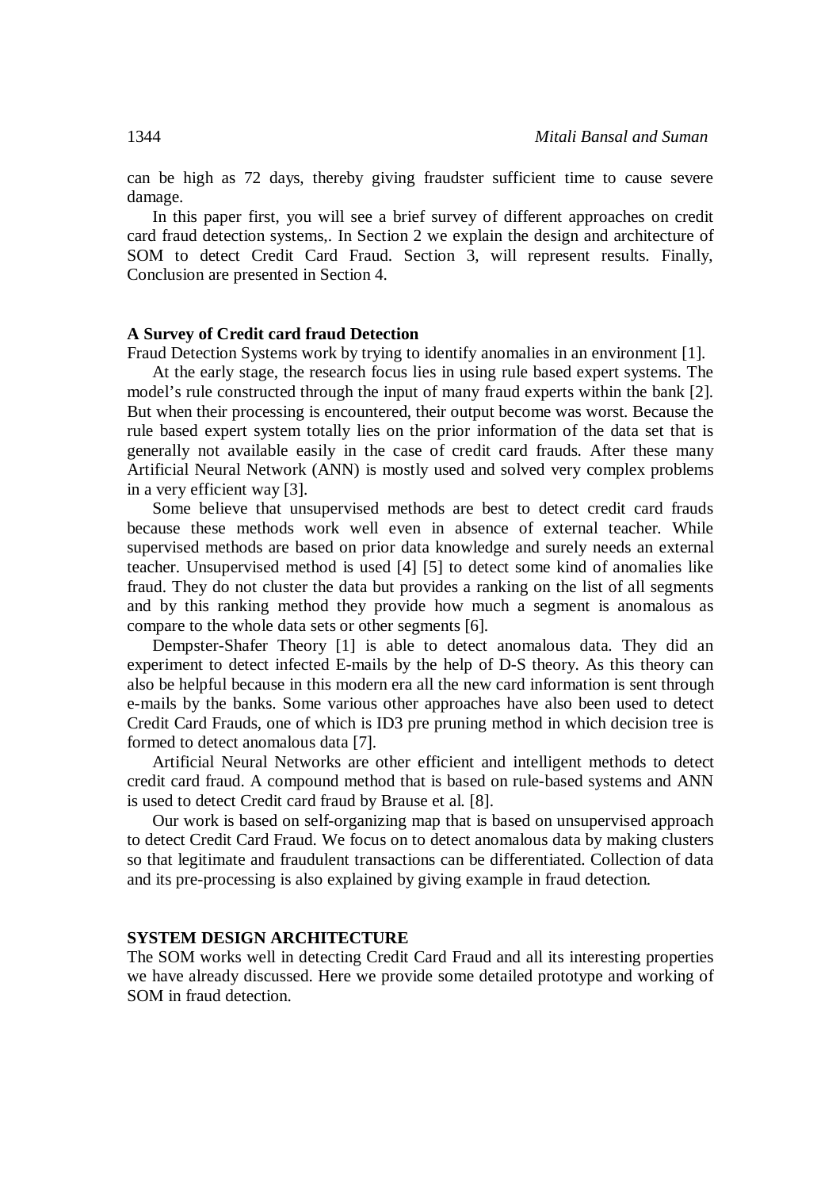can be high as 72 days, thereby giving fraudster sufficient time to cause severe damage.

In this paper first, you will see a brief survey of different approaches on credit card fraud detection systems,. In Section 2 we explain the design and architecture of SOM to detect Credit Card Fraud. Section 3, will represent results. Finally, Conclusion are presented in Section 4.

## A Survey of Credit card fraud Detection

Fraud Detection Systems work by trying to identify anomalies in an environment [1].

At the early stage, the research focus lies in using rule based expert systems. The model's rule constructed through the input of many fraud experts within the bank [2]. But when their processing is encountered, their output become was worst. Because the rule based expert system totally lies on the prior information of the data set that is generally not available easily in the case of credit card frauds. After these many Artificial Neural Network (ANN) is mostly used and solved very complex problems in a very efficient way [3].

Some believe that unsupervised methods are best to detect credit card frauds because these methods work well even in absence of external teacher. While supervised methods are based on prior data knowledge and surely needs an external teacher. Unsupervised method is used [4] [5] to detect some kind of anomalies like fraud. They do not cluster the data but provides a ranking on the list of all segments and by this ranking method they provide how much a segment is anomalous as compare to the whole data sets or other segments [6].

Dempster-Shafer Theory [1] is able to detect anomalous data. They did an experiment to detect infected E-mails by the help of D-S theory. As this theory can also be helpful because in this modern era all the new card information is sent through e-mails by the banks. Some various other approaches have also been used to detect Credit Card Frauds, one of which is ID3 pre pruning method in which decision tree is formed to detect anomalous data [7].

Artificial Neural Networks are other efficient and intelligent methods to detect credit card fraud. A compound method that is based on rule-based systems and ANN is used to detect Credit card fraud by Brause et al. [8].

Our work is based on self-organizing map that is based on unsupervised approach to detect Credit Card Fraud. We focus on to detect anomalous data by making clusters so that legitimate and fraudulent transactions can be differentiated. Collection of data and its pre-processing is also explained by giving example in fraud detection.

## SYSTEM DESIGN ARCHITECTURE

The SOM works well in detecting Credit Card Fraud and all its interesting properties we have already discussed. Here we provide some detailed prototype and working of SOM in fraud detection.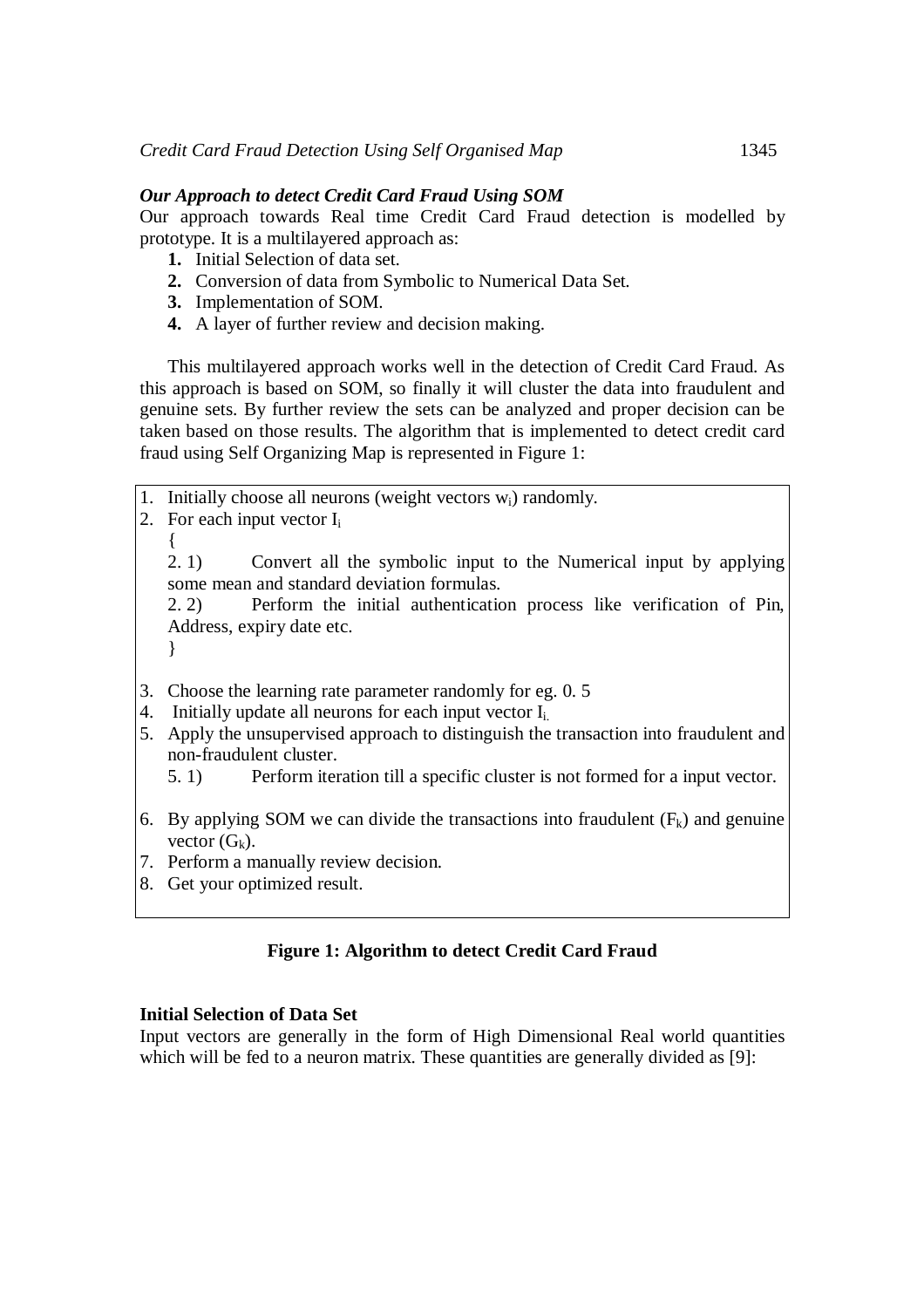### *Our Approach to detect Credit Card Fraud Using SOM*

Our approach towards Real time Credit Card Fraud detection is modelled by prototype. It is a multilayered approach as:

1. Initial Selection of data set.
2. Conversion of data from Symbolic to Numerical Data Set.
3. Implementation of SOM.
4. A layer of further review and decision making.

This multilayered approach works well in the detection of Credit Card Fraud. As this approach is based on SOM, so finally it will cluster the data into fraudulent and genuine sets. By further review the sets can be analyzed and proper decision can be taken based on those results. The algorithm that is implemented to detect credit card fraud using Self Organizing Map is represented in Figure 1:

1. Initially choose all neurons (weight vectors $w_i$) randomly.
2. For each input vector $I_i$

   {

   2. 1) Convert all the symbolic input to the Numerical input by applying some mean and standard deviation formulas.

   2. 2) Perform the initial authentication process like verification of Pin, Address, expiry date etc.

   }

3. Choose the learning rate parameter randomly for eg. 0. 5
4. Initially update all neurons for each input vector $I_i$.
5. Apply the unsupervised approach to distinguish the transaction into fraudulent and non-fraudulent cluster.

   5. 1) Perform iteration till a specific cluster is not formed for a input vector.

6. By applying SOM we can divide the transactions into fraudulent ($F_k$) and genuine vector ($G_k$).
7. Perform a manually review decision.
8. Get your optimized result.

**Figure 1: Algorithm to detect Credit Card Fraud**

### Initial Selection of Data Set

Input vectors are generally in the form of High Dimensional Real world quantities which will be fed to a neuron matrix. These quantities are generally divided as [9]: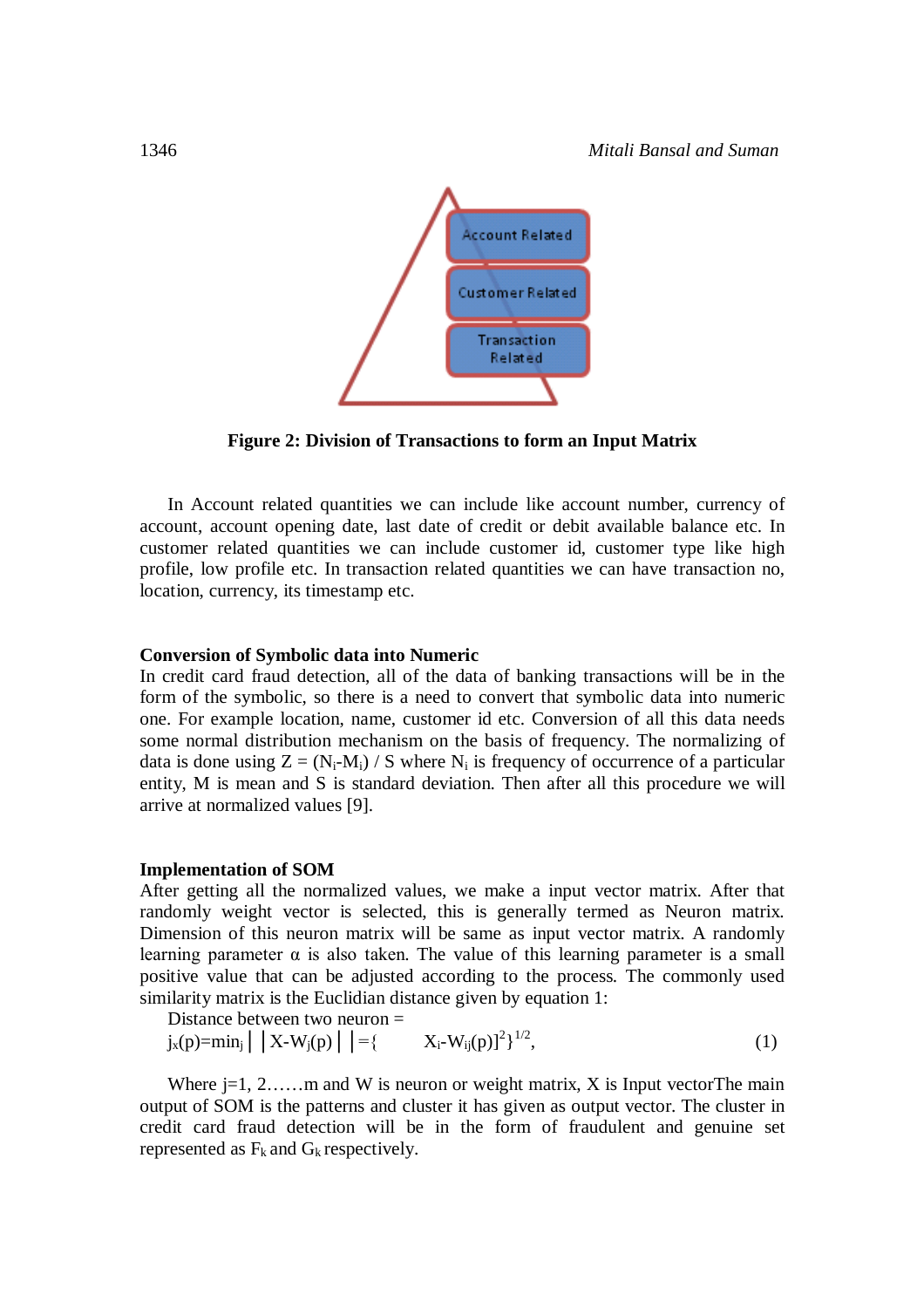Account Related

Customer Related

Transaction Related

**Figure 2: Division of Transactions to form an Input Matrix**

In Account related quantities we can include like account number, currency of account, account opening date, last date of credit or debit available balance etc. In customer related quantities we can include customer id, customer type like high profile, low profile etc. In transaction related quantities we can have transaction no, location, currency, its timestamp etc.

**Conversion of Symbolic data into Numeric**

In credit card fraud detection, all of the data of banking transactions will be in the form of the symbolic, so there is a need to convert that symbolic data into numeric one. For example location, name, customer id etc. Conversion of all this data needs some normal distribution mechanism on the basis of frequency. The normalizing of data is done using $Z = (N_i - M_i) / S$ where $N_i$ is frequency of occurrence of a particular entity, M is mean and S is standard deviation. Then after all this procedure we will arrive at normalized values [9].

**Implementation of SOM**

After getting all the normalized values, we make a input vector matrix. After that randomly weight vector is selected, this is generally termed as Neuron matrix. Dimension of this neuron matrix will be same as input vector matrix. A randomly learning parameter α is also taken. The value of this learning parameter is a small positive value that can be adjusted according to the process. The commonly used similarity matrix is the Euclidian distance given by equation 1:

Distance between two neuron =

$$j_x(p) = \min_j \left\| X - W_j(p) \right\| = \{ \quad X_i - W_{ij}(p)]^2 \}^{1/2}, \tag{1}$$

Where j=1, 2……m and W is neuron or weight matrix, X is Input vectorThe main output of SOM is the patterns and cluster it has given as output vector. The cluster in credit card fraud detection will be in the form of fraudulent and genuine set represented as $F_k$ and $G_k$ respectively.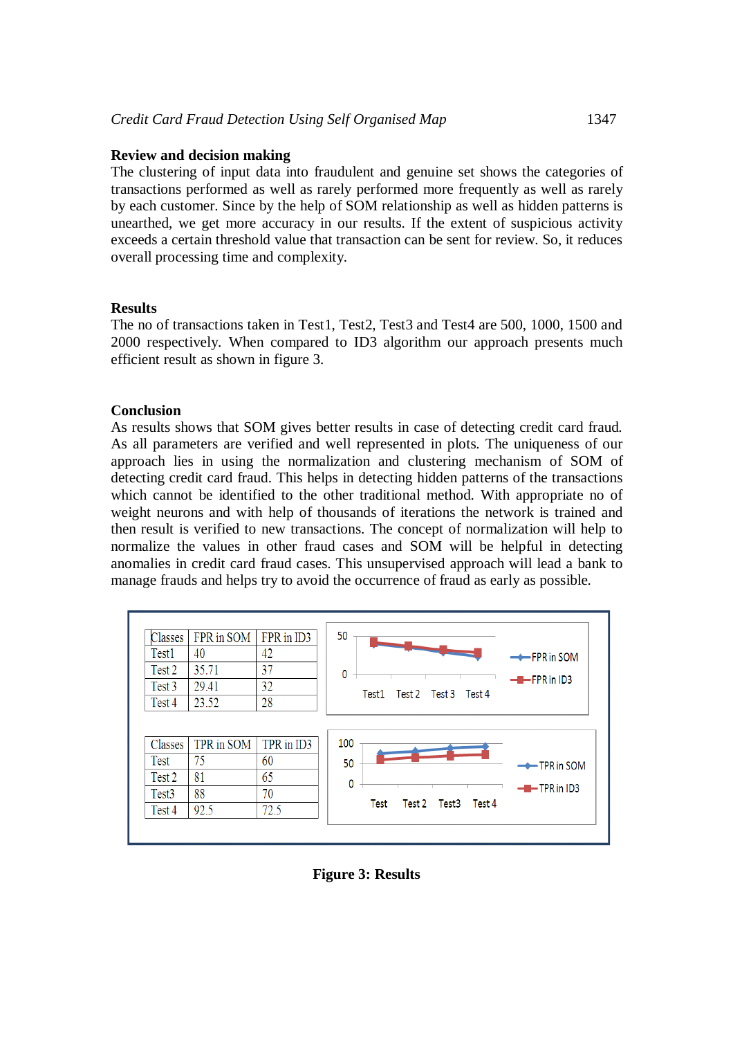## Review and decision making

The clustering of input data into fraudulent and genuine set shows the categories of transactions performed as well as rarely performed more frequently as well as rarely by each customer. Since by the help of SOM relationship as well as hidden patterns is unearthed, we get more accuracy in our results. If the extent of suspicious activity exceeds a certain threshold value that transaction can be sent for review. So, it reduces overall processing time and complexity.

## Results

The no of transactions taken in Test1, Test2, Test3 and Test4 are 500, 1000, 1500 and 2000 respectively. When compared to ID3 algorithm our approach presents much efficient result as shown in figure 3.

## Conclusion

As results shows that SOM gives better results in case of detecting credit card fraud. As all parameters are verified and well represented in plots. The uniqueness of our approach lies in using the normalization and clustering mechanism of SOM of detecting credit card fraud. This helps in detecting hidden patterns of the transactions which cannot be identified to the other traditional method. With appropriate no of weight neurons and with help of thousands of iterations the network is trained and then result is verified to new transactions. The concept of normalization will help to normalize the values in other fraud cases and SOM will be helpful in detecting anomalies in credit card fraud cases. This unsupervised approach will lead a bank to manage frauds and helps try to avoid the occurrence of fraud as early as possible.

| Classes | FPR in SOM | FPR in ID3 |
|---|---|---|
| Test1 | 40 | 42 |
| Test 2 | 35.71 | 37 |
| Test 3 | 29.41 | 32 |
| Test 4 | 23.52 | 28 |

50
0
Test1 Test 2 Test 3 Test 4
FPR in SOM
FPR in ID3

| Classes | TPR in SOM | TPR in ID3 |
|---|---|---|
| Test | 75 | 60 |
| Test 2 | 81 | 65 |
| Test3 | 88 | 70 |
| Test 4 | 92.5 | 72.5 |

100
50
0
Test Test 2 Test3 Test 4
TPR in SOM
TPR in ID3

**Figure 3: Results**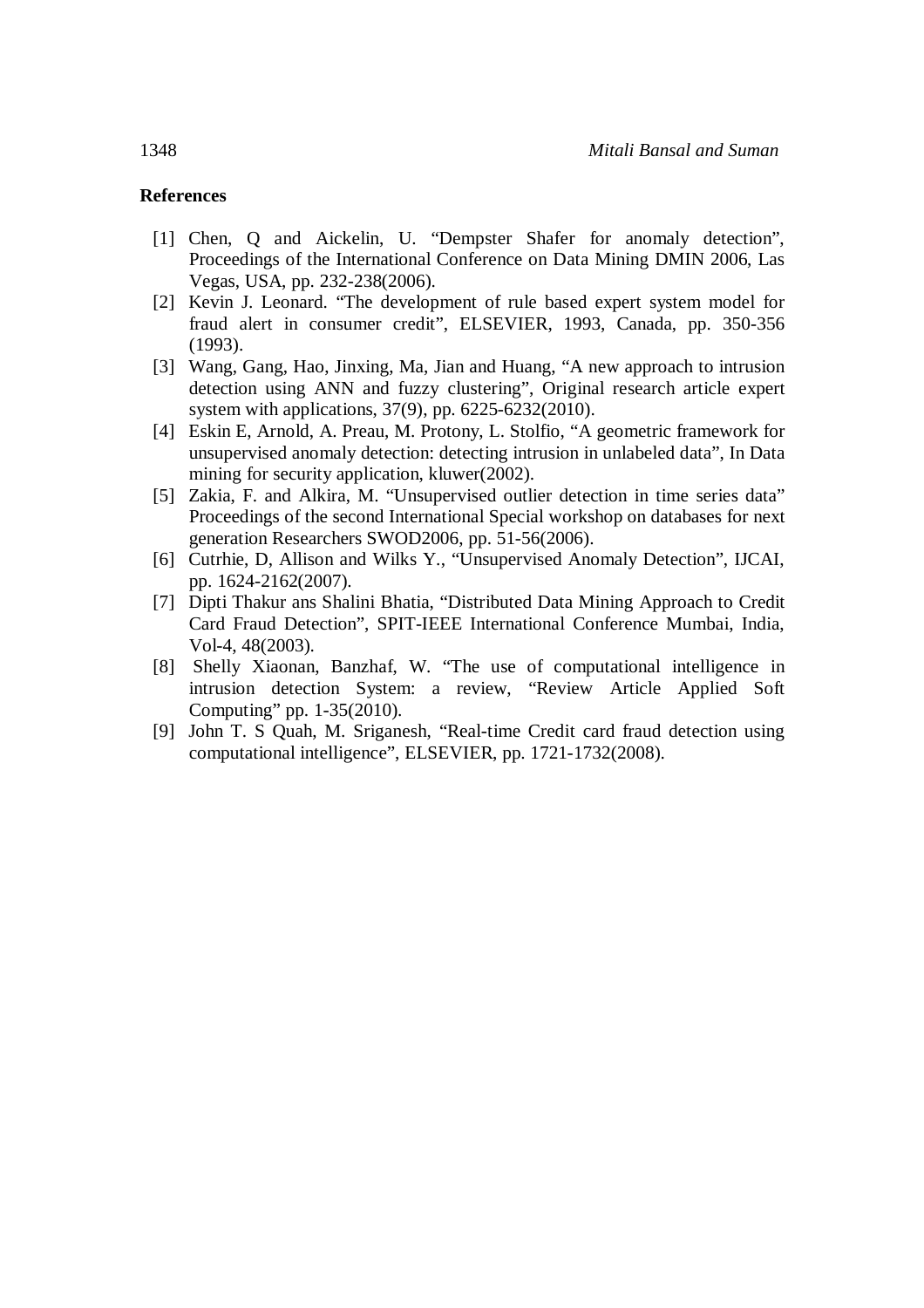## References

[1] Chen, Q and Aickelin, U. "Dempster Shafer for anomaly detection", Proceedings of the International Conference on Data Mining DMIN 2006, Las Vegas, USA, pp. 232-238(2006).

[2] Kevin J. Leonard. "The development of rule based expert system model for fraud alert in consumer credit", ELSEVIER, 1993, Canada, pp. 350-356 (1993).

[3] Wang, Gang, Hao, Jinxing, Ma, Jian and Huang, "A new approach to intrusion detection using ANN and fuzzy clustering", Original research article expert system with applications, 37(9), pp. 6225-6232(2010).

[4] Eskin E, Arnold, A. Preau, M. Protony, L. Stolfio, "A geometric framework for unsupervised anomaly detection: detecting intrusion in unlabeled data", In Data mining for security application, kluwer(2002).

[5] Zakia, F. and Alkira, M. "Unsupervised outlier detection in time series data" Proceedings of the second International Special workshop on databases for next generation Researchers SWOD2006, pp. 51-56(2006).

[6] Cutrhie, D, Allison and Wilks Y., "Unsupervised Anomaly Detection", IJCAI, pp. 1624-2162(2007).

[7] Dipti Thakur ans Shalini Bhatia, "Distributed Data Mining Approach to Credit Card Fraud Detection", SPIT-IEEE International Conference Mumbai, India, Vol-4, 48(2003).

[8] Shelly Xiaonan, Banzhaf, W. "The use of computational intelligence in intrusion detection System: a review, "Review Article Applied Soft Computing" pp. 1-35(2010).

[9] John T. S Quah, M. Sriganesh, "Real-time Credit card fraud detection using computational intelligence", ELSEVIER, pp. 1721-1732(2008).